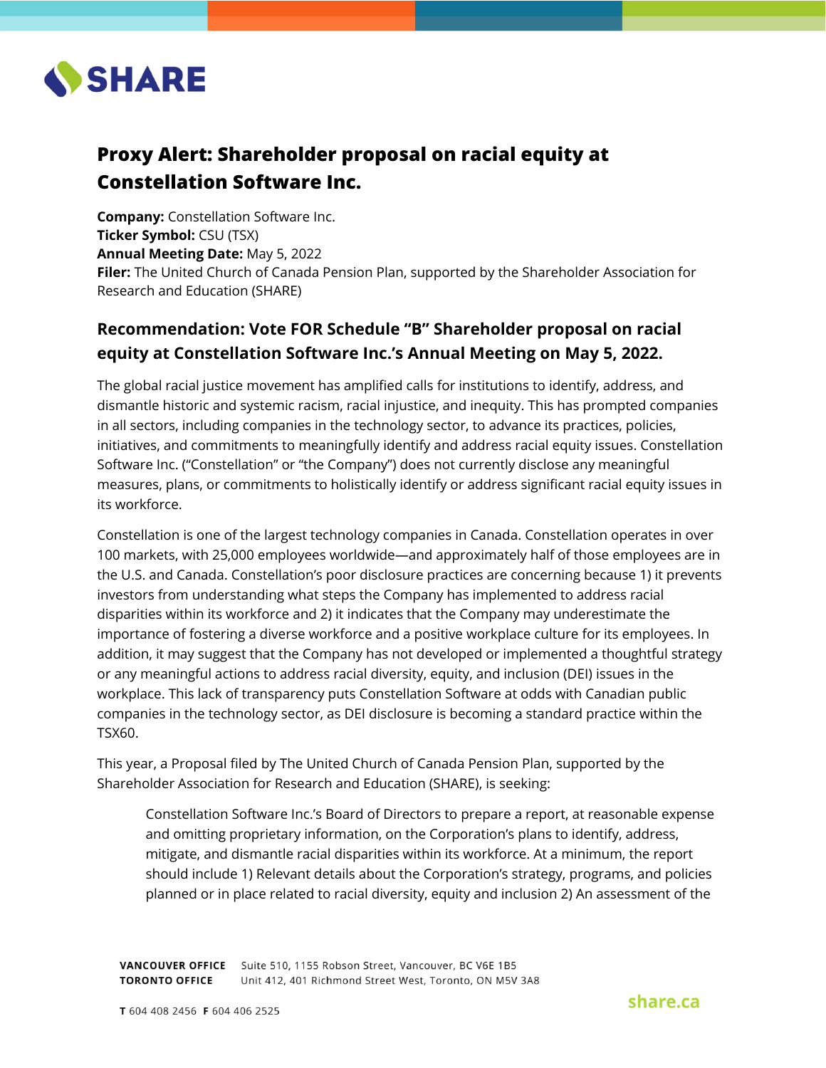# Proxy Alert: Shareholder proposal on racial equity at Constellation Software Inc.

**Company:** Constellation Software Inc.
**Ticker Symbol:** CSU (TSX)
**Annual Meeting Date:** May 5, 2022
**Filer:** The United Church of Canada Pension Plan, supported by the Shareholder Association for Research and Education (SHARE)

## Recommendation: Vote FOR Schedule "B" Shareholder proposal on racial equity at Constellation Software Inc.'s Annual Meeting on May 5, 2022.

The global racial justice movement has amplified calls for institutions to identify, address, and dismantle historic and systemic racism, racial injustice, and inequity. This has prompted companies in all sectors, including companies in the technology sector, to advance its practices, policies, initiatives, and commitments to meaningfully identify and address racial equity issues. Constellation Software Inc. ("Constellation" or "the Company") does not currently disclose any meaningful measures, plans, or commitments to holistically identify or address significant racial equity issues in its workforce.

Constellation is one of the largest technology companies in Canada. Constellation operates in over 100 markets, with 25,000 employees worldwide—and approximately half of those employees are in the U.S. and Canada. Constellation's poor disclosure practices are concerning because 1) it prevents investors from understanding what steps the Company has implemented to address racial disparities within its workforce and 2) it indicates that the Company may underestimate the importance of fostering a diverse workforce and a positive workplace culture for its employees. In addition, it may suggest that the Company has not developed or implemented a thoughtful strategy or any meaningful actions to address racial diversity, equity, and inclusion (DEI) issues in the workplace. This lack of transparency puts Constellation Software at odds with Canadian public companies in the technology sector, as DEI disclosure is becoming a standard practice within the TSX60.

This year, a Proposal filed by The United Church of Canada Pension Plan, supported by the Shareholder Association for Research and Education (SHARE), is seeking:

> Constellation Software Inc.'s Board of Directors to prepare a report, at reasonable expense and omitting proprietary information, on the Corporation's plans to identify, address, mitigate, and dismantle racial disparities within its workforce. At a minimum, the report should include 1) Relevant details about the Corporation's strategy, programs, and policies planned or in place related to racial diversity, equity and inclusion 2) An assessment of the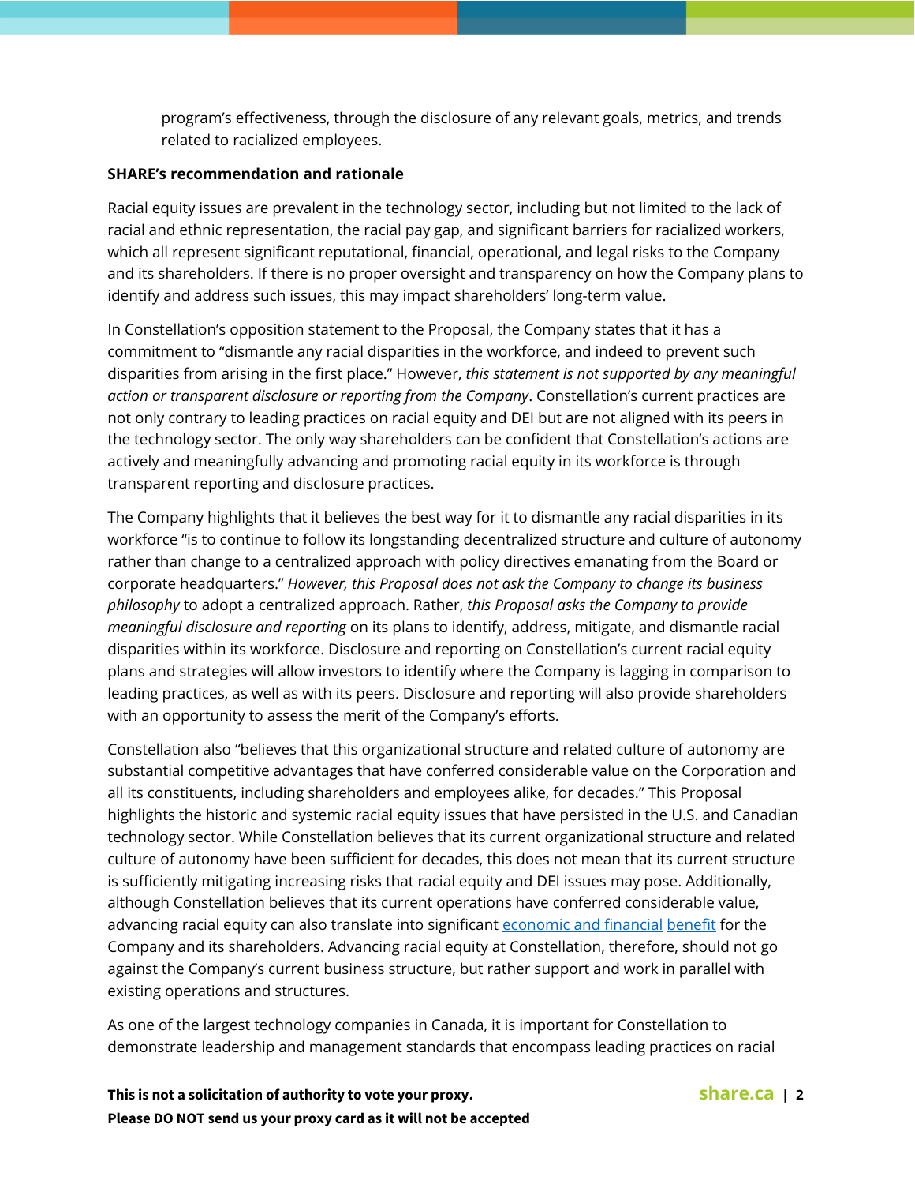program's effectiveness, through the disclosure of any relevant goals, metrics, and trends related to racialized employees.

**SHARE's recommendation and rationale**

Racial equity issues are prevalent in the technology sector, including but not limited to the lack of racial and ethnic representation, the racial pay gap, and significant barriers for racialized workers, which all represent significant reputational, financial, operational, and legal risks to the Company and its shareholders. If there is no proper oversight and transparency on how the Company plans to identify and address such issues, this may impact shareholders' long-term value.

In Constellation's opposition statement to the Proposal, the Company states that it has a commitment to "dismantle any racial disparities in the workforce, and indeed to prevent such disparities from arising in the first place." However, *this statement is not supported by any meaningful action or transparent disclosure or reporting from the Company*. Constellation's current practices are not only contrary to leading practices on racial equity and DEI but are not aligned with its peers in the technology sector. The only way shareholders can be confident that Constellation's actions are actively and meaningfully advancing and promoting racial equity in its workforce is through transparent reporting and disclosure practices.

The Company highlights that it believes the best way for it to dismantle any racial disparities in its workforce "is to continue to follow its longstanding decentralized structure and culture of autonomy rather than change to a centralized approach with policy directives emanating from the Board or corporate headquarters." *However, this Proposal does not ask the Company to change its business philosophy* to adopt a centralized approach. Rather, *this Proposal asks the Company to provide meaningful disclosure and reporting* on its plans to identify, address, mitigate, and dismantle racial disparities within its workforce. Disclosure and reporting on Constellation's current racial equity plans and strategies will allow investors to identify where the Company is lagging in comparison to leading practices, as well as with its peers. Disclosure and reporting will also provide shareholders with an opportunity to assess the merit of the Company's efforts.

Constellation also "believes that this organizational structure and related culture of autonomy are substantial competitive advantages that have conferred considerable value on the Corporation and all its constituents, including shareholders and employees alike, for decades." This Proposal highlights the historic and systemic racial equity issues that have persisted in the U.S. and Canadian technology sector. While Constellation believes that its current organizational structure and related culture of autonomy have been sufficient for decades, this does not mean that its current structure is sufficiently mitigating increasing risks that racial equity and DEI issues may pose. Additionally, although Constellation believes that its current operations have conferred considerable value, advancing racial equity can also translate into significant economic and financial benefit for the Company and its shareholders. Advancing racial equity at Constellation, therefore, should not go against the Company's current business structure, but rather support and work in parallel with existing operations and structures.

As one of the largest technology companies in Canada, it is important for Constellation to demonstrate leadership and management standards that encompass leading practices on racial

**This is not a solicitation of authority to vote your proxy.**
**Please DO NOT send us your proxy card as it will not be accepted**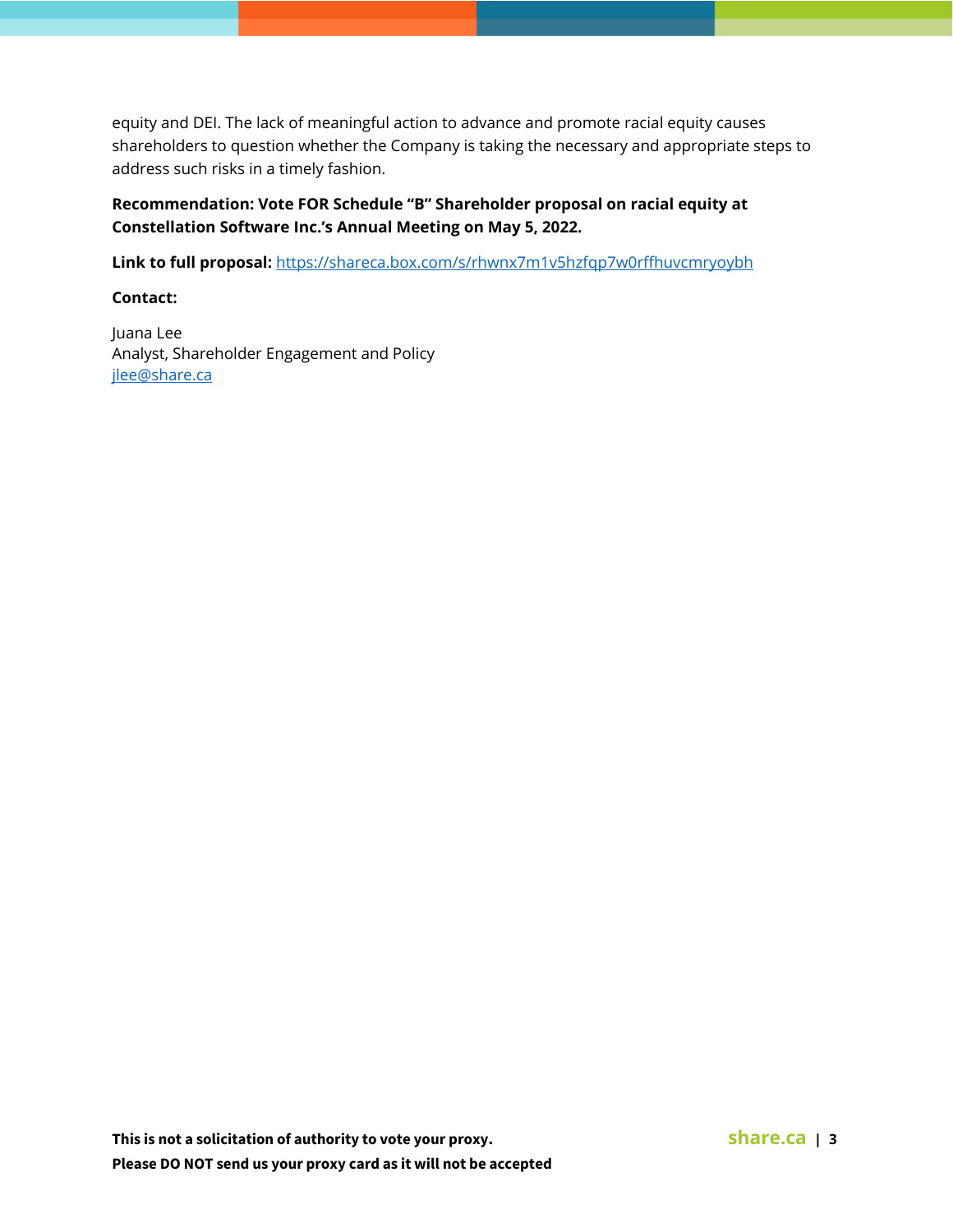equity and DEI. The lack of meaningful action to advance and promote racial equity causes shareholders to question whether the Company is taking the necessary and appropriate steps to address such risks in a timely fashion.

**Recommendation: Vote FOR Schedule "B" Shareholder proposal on racial equity at Constellation Software Inc.'s Annual Meeting on May 5, 2022.**

**Link to full proposal:** [https://shareca.box.com/s/rhwnx7m1v5hzfqp7w0rffhuvcmryoybh](https://shareca.box.com/s/rhwnx7m1v5hzfqp7w0rffhuvcmryoybh)

**Contact:**

Juana Lee
Analyst, Shareholder Engagement and Policy
[jlee@share.ca](mailto:jlee@share.ca)

**This is not a solicitation of authority to vote your proxy.**
**Please DO NOT send us your proxy card as it will not be accepted**